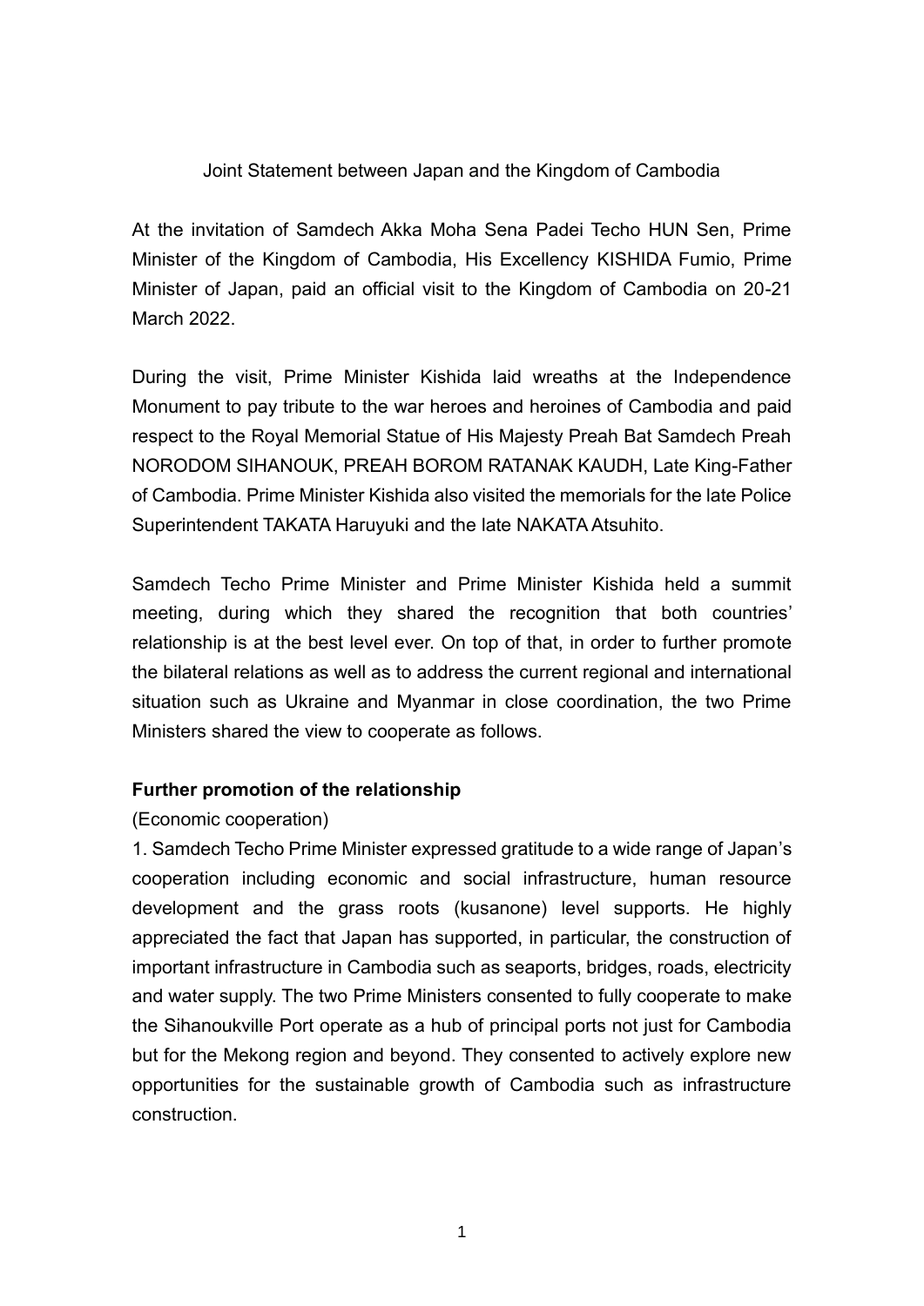# Joint Statement between Japan and the Kingdom of Cambodia

At the invitation of Samdech Akka Moha Sena Padei Techo HUN Sen, Prime Minister of the Kingdom of Cambodia, His Excellency KISHIDA Fumio, Prime Minister of Japan, paid an official visit to the Kingdom of Cambodia on 20-21 March 2022.

During the visit, Prime Minister Kishida laid wreaths at the Independence Monument to pay tribute to the war heroes and heroines of Cambodia and paid respect to the Royal Memorial Statue of His Majesty Preah Bat Samdech Preah NORODOM SIHANOUK, PREAH BOROM RATANAK KAUDH, Late King-Father of Cambodia. Prime Minister Kishida also visited the memorials for the late Police Superintendent TAKATA Haruyuki and the late NAKATA Atsuhito.

Samdech Techo Prime Minister and Prime Minister Kishida held a summit meeting, during which they shared the recognition that both countries' relationship is at the best level ever. On top of that, in order to further promote the bilateral relations as well as to address the current regional and international situation such as Ukraine and Myanmar in close coordination, the two Prime Ministers shared the view to cooperate as follows.

## Further promotion of the relationship

(Economic cooperation)

1. Samdech Techo Prime Minister expressed gratitude to a wide range of Japan's cooperation including economic and social infrastructure, human resource development and the grass roots (kusanone) level supports. He highly appreciated the fact that Japan has supported, in particular, the construction of important infrastructure in Cambodia such as seaports, bridges, roads, electricity and water supply. The two Prime Ministers consented to fully cooperate to make the Sihanoukville Port operate as a hub of principal ports not just for Cambodia but for the Mekong region and beyond. They consented to actively explore new opportunities for the sustainable growth of Cambodia such as infrastructure construction.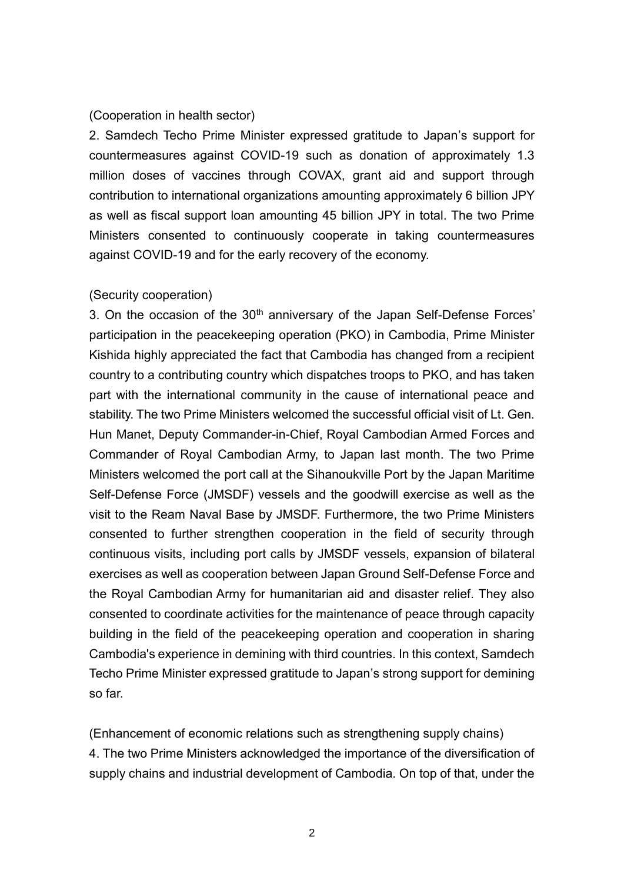(Cooperation in health sector)

2. Samdech Techo Prime Minister expressed gratitude to Japan's support for countermeasures against COVID-19 such as donation of approximately 1.3 million doses of vaccines through COVAX, grant aid and support through contribution to international organizations amounting approximately 6 billion JPY as well as fiscal support loan amounting 45 billion JPY in total. The two Prime Ministers consented to continuously cooperate in taking countermeasures against COVID-19 and for the early recovery of the economy.

(Security cooperation)

3. On the occasion of the 30th anniversary of the Japan Self-Defense Forces' participation in the peacekeeping operation (PKO) in Cambodia, Prime Minister Kishida highly appreciated the fact that Cambodia has changed from a recipient country to a contributing country which dispatches troops to PKO, and has taken part with the international community in the cause of international peace and stability. The two Prime Ministers welcomed the successful official visit of Lt. Gen. Hun Manet, Deputy Commander-in-Chief, Royal Cambodian Armed Forces and Commander of Royal Cambodian Army, to Japan last month. The two Prime Ministers welcomed the port call at the Sihanoukville Port by the Japan Maritime Self-Defense Force (JMSDF) vessels and the goodwill exercise as well as the visit to the Ream Naval Base by JMSDF. Furthermore, the two Prime Ministers consented to further strengthen cooperation in the field of security through continuous visits, including port calls by JMSDF vessels, expansion of bilateral exercises as well as cooperation between Japan Ground Self-Defense Force and the Royal Cambodian Army for humanitarian aid and disaster relief. They also consented to coordinate activities for the maintenance of peace through capacity building in the field of the peacekeeping operation and cooperation in sharing Cambodia's experience in demining with third countries. In this context, Samdech Techo Prime Minister expressed gratitude to Japan's strong support for demining so far.

(Enhancement of economic relations such as strengthening supply chains)

4. The two Prime Ministers acknowledged the importance of the diversification of supply chains and industrial development of Cambodia. On top of that, under the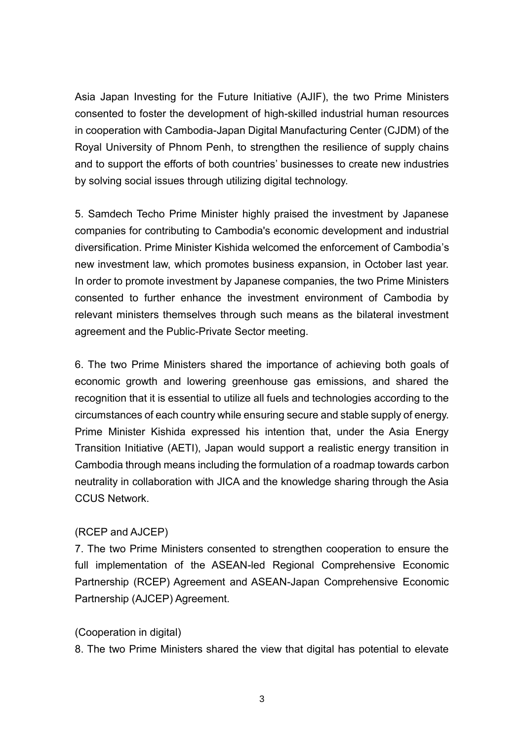Asia Japan Investing for the Future Initiative (AJIF), the two Prime Ministers consented to foster the development of high-skilled industrial human resources in cooperation with Cambodia-Japan Digital Manufacturing Center (CJDM) of the Royal University of Phnom Penh, to strengthen the resilience of supply chains and to support the efforts of both countries' businesses to create new industries by solving social issues through utilizing digital technology.

5. Samdech Techo Prime Minister highly praised the investment by Japanese companies for contributing to Cambodia's economic development and industrial diversification. Prime Minister Kishida welcomed the enforcement of Cambodia's new investment law, which promotes business expansion, in October last year. In order to promote investment by Japanese companies, the two Prime Ministers consented to further enhance the investment environment of Cambodia by relevant ministers themselves through such means as the bilateral investment agreement and the Public-Private Sector meeting.

6. The two Prime Ministers shared the importance of achieving both goals of economic growth and lowering greenhouse gas emissions, and shared the recognition that it is essential to utilize all fuels and technologies according to the circumstances of each country while ensuring secure and stable supply of energy. Prime Minister Kishida expressed his intention that, under the Asia Energy Transition Initiative (AETI), Japan would support a realistic energy transition in Cambodia through means including the formulation of a roadmap towards carbon neutrality in collaboration with JICA and the knowledge sharing through the Asia CCUS Network.

(RCEP and AJCEP)

7. The two Prime Ministers consented to strengthen cooperation to ensure the full implementation of the ASEAN-led Regional Comprehensive Economic Partnership (RCEP) Agreement and ASEAN-Japan Comprehensive Economic Partnership (AJCEP) Agreement.

(Cooperation in digital)

8. The two Prime Ministers shared the view that digital has potential to elevate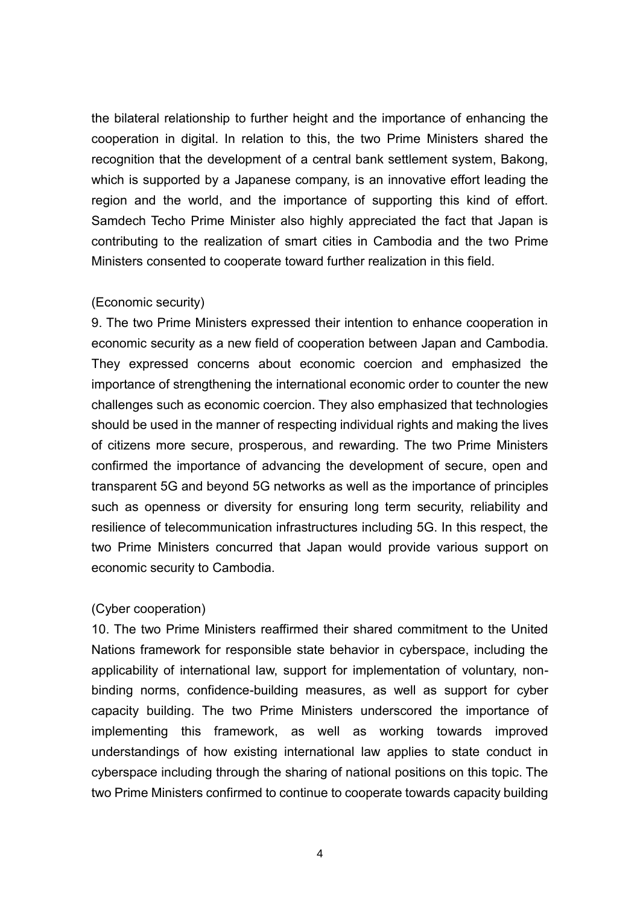the bilateral relationship to further height and the importance of enhancing the cooperation in digital. In relation to this, the two Prime Ministers shared the recognition that the development of a central bank settlement system, Bakong, which is supported by a Japanese company, is an innovative effort leading the region and the world, and the importance of supporting this kind of effort. Samdech Techo Prime Minister also highly appreciated the fact that Japan is contributing to the realization of smart cities in Cambodia and the two Prime Ministers consented to cooperate toward further realization in this field.

(Economic security)

9. The two Prime Ministers expressed their intention to enhance cooperation in economic security as a new field of cooperation between Japan and Cambodia. They expressed concerns about economic coercion and emphasized the importance of strengthening the international economic order to counter the new challenges such as economic coercion. They also emphasized that technologies should be used in the manner of respecting individual rights and making the lives of citizens more secure, prosperous, and rewarding. The two Prime Ministers confirmed the importance of advancing the development of secure, open and transparent 5G and beyond 5G networks as well as the importance of principles such as openness or diversity for ensuring long term security, reliability and resilience of telecommunication infrastructures including 5G. In this respect, the two Prime Ministers concurred that Japan would provide various support on economic security to Cambodia.

(Cyber cooperation)

10. The two Prime Ministers reaffirmed their shared commitment to the United Nations framework for responsible state behavior in cyberspace, including the applicability of international law, support for implementation of voluntary, non-binding norms, confidence-building measures, as well as support for cyber capacity building. The two Prime Ministers underscored the importance of implementing this framework, as well as working towards improved understandings of how existing international law applies to state conduct in cyberspace including through the sharing of national positions on this topic. The two Prime Ministers confirmed to continue to cooperate towards capacity building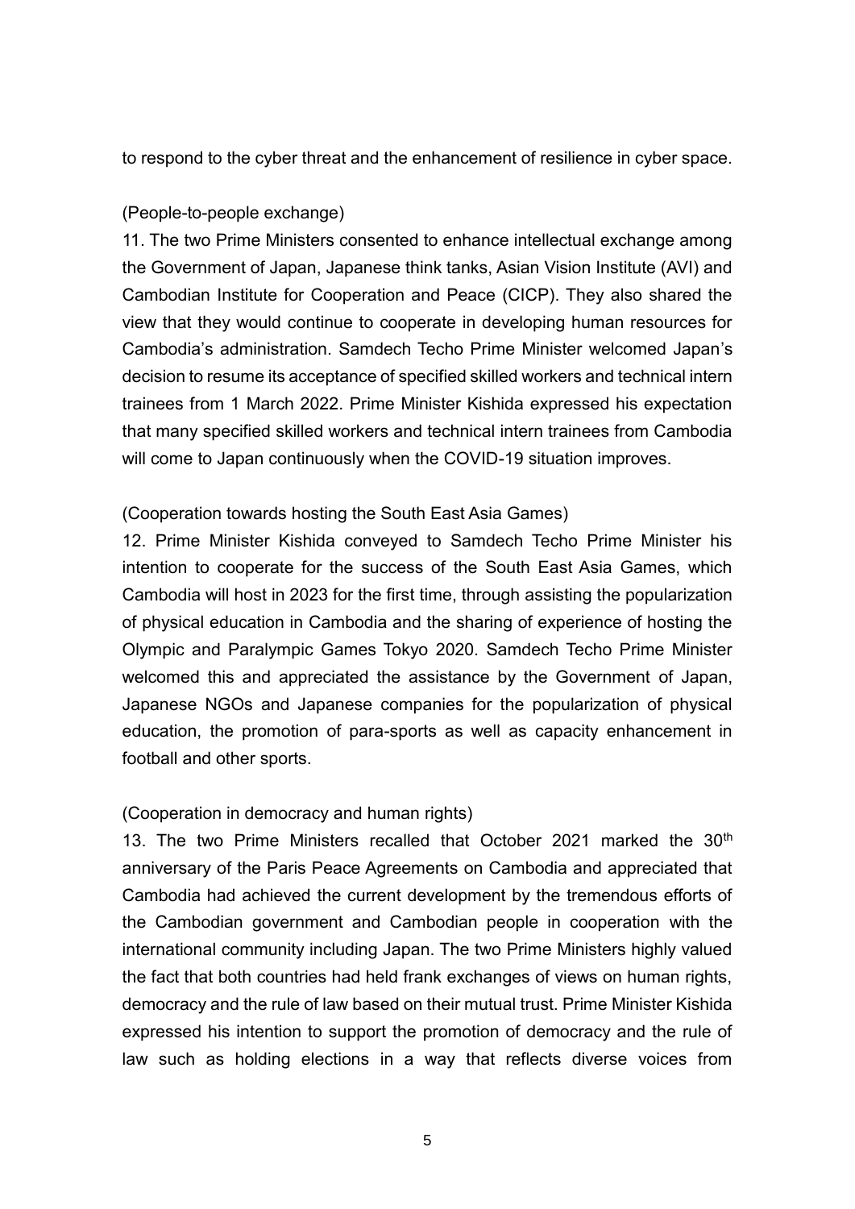to respond to the cyber threat and the enhancement of resilience in cyber space.

(People-to-people exchange)

11. The two Prime Ministers consented to enhance intellectual exchange among the Government of Japan, Japanese think tanks, Asian Vision Institute (AVI) and Cambodian Institute for Cooperation and Peace (CICP). They also shared the view that they would continue to cooperate in developing human resources for Cambodia's administration. Samdech Techo Prime Minister welcomed Japan's decision to resume its acceptance of specified skilled workers and technical intern trainees from 1 March 2022. Prime Minister Kishida expressed his expectation that many specified skilled workers and technical intern trainees from Cambodia will come to Japan continuously when the COVID-19 situation improves.

(Cooperation towards hosting the South East Asia Games)

12. Prime Minister Kishida conveyed to Samdech Techo Prime Minister his intention to cooperate for the success of the South East Asia Games, which Cambodia will host in 2023 for the first time, through assisting the popularization of physical education in Cambodia and the sharing of experience of hosting the Olympic and Paralympic Games Tokyo 2020. Samdech Techo Prime Minister welcomed this and appreciated the assistance by the Government of Japan, Japanese NGOs and Japanese companies for the popularization of physical education, the promotion of para-sports as well as capacity enhancement in football and other sports.

(Cooperation in democracy and human rights)

13. The two Prime Ministers recalled that October 2021 marked the 30th anniversary of the Paris Peace Agreements on Cambodia and appreciated that Cambodia had achieved the current development by the tremendous efforts of the Cambodian government and Cambodian people in cooperation with the international community including Japan. The two Prime Ministers highly valued the fact that both countries had held frank exchanges of views on human rights, democracy and the rule of law based on their mutual trust. Prime Minister Kishida expressed his intention to support the promotion of democracy and the rule of law such as holding elections in a way that reflects diverse voices from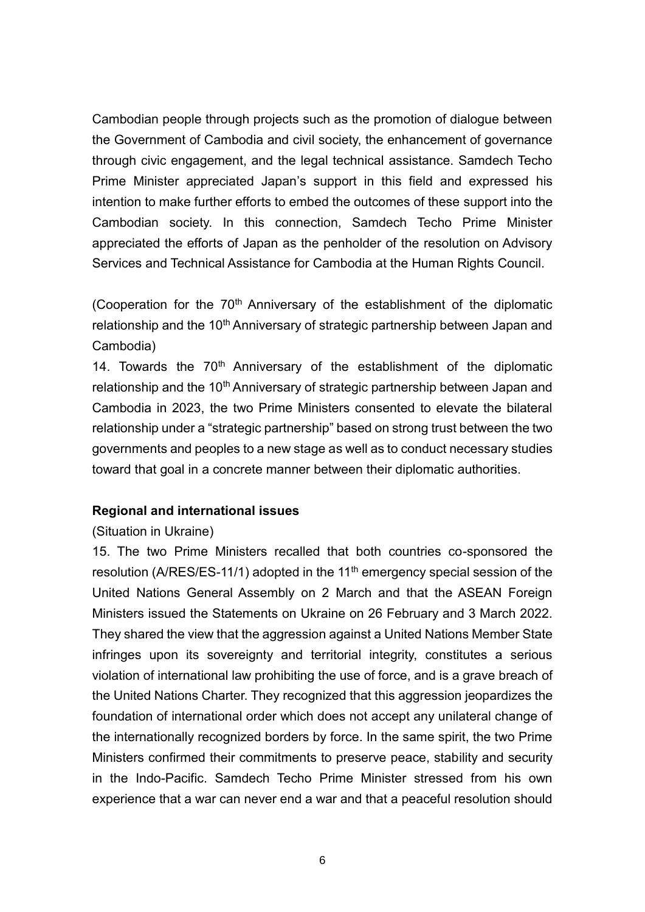Cambodian people through projects such as the promotion of dialogue between the Government of Cambodia and civil society, the enhancement of governance through civic engagement, and the legal technical assistance. Samdech Techo Prime Minister appreciated Japan's support in this field and expressed his intention to make further efforts to embed the outcomes of these support into the Cambodian society. In this connection, Samdech Techo Prime Minister appreciated the efforts of Japan as the penholder of the resolution on Advisory Services and Technical Assistance for Cambodia at the Human Rights Council.

(Cooperation for the 70th Anniversary of the establishment of the diplomatic relationship and the 10th Anniversary of strategic partnership between Japan and Cambodia)

14. Towards the 70th Anniversary of the establishment of the diplomatic relationship and the 10th Anniversary of strategic partnership between Japan and Cambodia in 2023, the two Prime Ministers consented to elevate the bilateral relationship under a "strategic partnership" based on strong trust between the two governments and peoples to a new stage as well as to conduct necessary studies toward that goal in a concrete manner between their diplomatic authorities.

**Regional and international issues**

(Situation in Ukraine)

15. The two Prime Ministers recalled that both countries co-sponsored the resolution (A/RES/ES-11/1) adopted in the 11th emergency special session of the United Nations General Assembly on 2 March and that the ASEAN Foreign Ministers issued the Statements on Ukraine on 26 February and 3 March 2022. They shared the view that the aggression against a United Nations Member State infringes upon its sovereignty and territorial integrity, constitutes a serious violation of international law prohibiting the use of force, and is a grave breach of the United Nations Charter. They recognized that this aggression jeopardizes the foundation of international order which does not accept any unilateral change of the internationally recognized borders by force. In the same spirit, the two Prime Ministers confirmed their commitments to preserve peace, stability and security in the Indo-Pacific. Samdech Techo Prime Minister stressed from his own experience that a war can never end a war and that a peaceful resolution should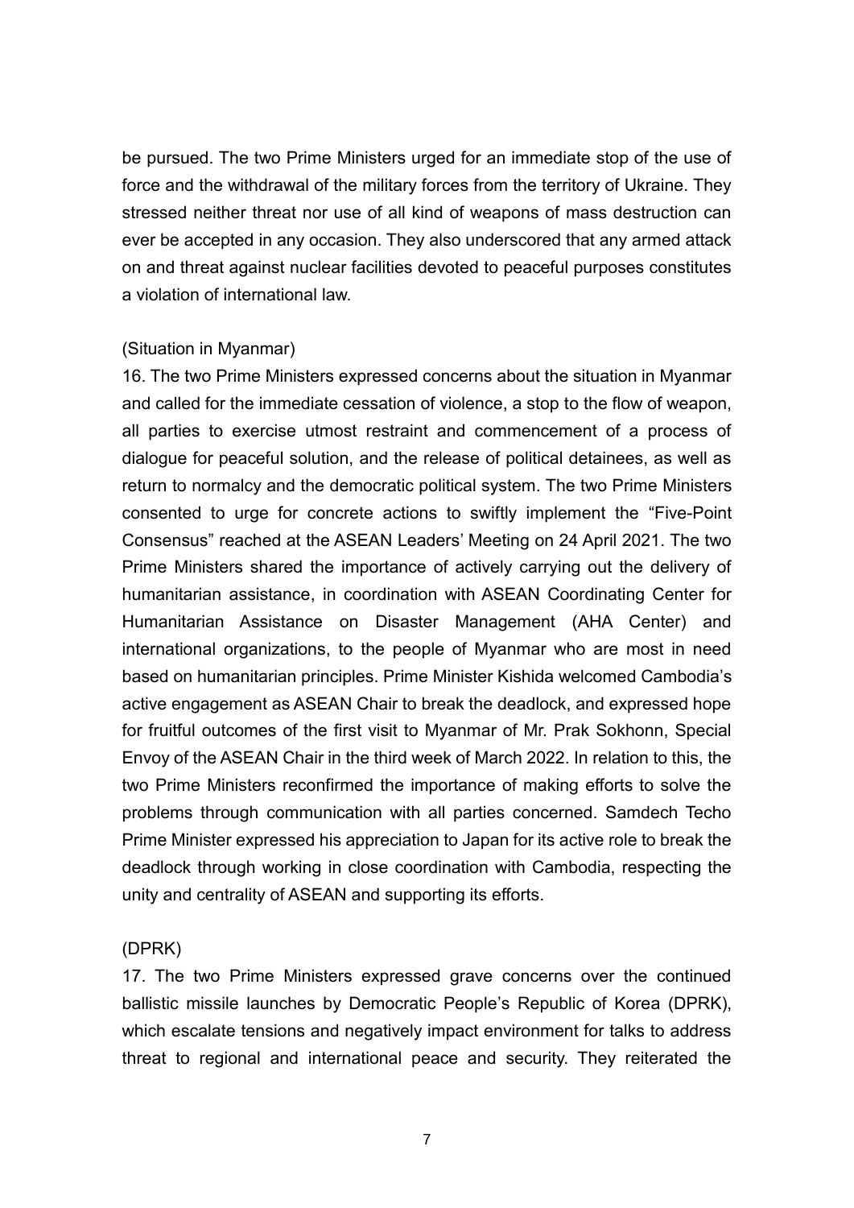be pursued. The two Prime Ministers urged for an immediate stop of the use of force and the withdrawal of the military forces from the territory of Ukraine. They stressed neither threat nor use of all kind of weapons of mass destruction can ever be accepted in any occasion. They also underscored that any armed attack on and threat against nuclear facilities devoted to peaceful purposes constitutes a violation of international law.

(Situation in Myanmar)

16. The two Prime Ministers expressed concerns about the situation in Myanmar and called for the immediate cessation of violence, a stop to the flow of weapon, all parties to exercise utmost restraint and commencement of a process of dialogue for peaceful solution, and the release of political detainees, as well as return to normalcy and the democratic political system. The two Prime Ministers consented to urge for concrete actions to swiftly implement the "Five-Point Consensus" reached at the ASEAN Leaders' Meeting on 24 April 2021. The two Prime Ministers shared the importance of actively carrying out the delivery of humanitarian assistance, in coordination with ASEAN Coordinating Center for Humanitarian Assistance on Disaster Management (AHA Center) and international organizations, to the people of Myanmar who are most in need based on humanitarian principles. Prime Minister Kishida welcomed Cambodia's active engagement as ASEAN Chair to break the deadlock, and expressed hope for fruitful outcomes of the first visit to Myanmar of Mr. Prak Sokhonn, Special Envoy of the ASEAN Chair in the third week of March 2022. In relation to this, the two Prime Ministers reconfirmed the importance of making efforts to solve the problems through communication with all parties concerned. Samdech Techo Prime Minister expressed his appreciation to Japan for its active role to break the deadlock through working in close coordination with Cambodia, respecting the unity and centrality of ASEAN and supporting its efforts.

(DPRK)

17. The two Prime Ministers expressed grave concerns over the continued ballistic missile launches by Democratic People's Republic of Korea (DPRK), which escalate tensions and negatively impact environment for talks to address threat to regional and international peace and security. They reiterated the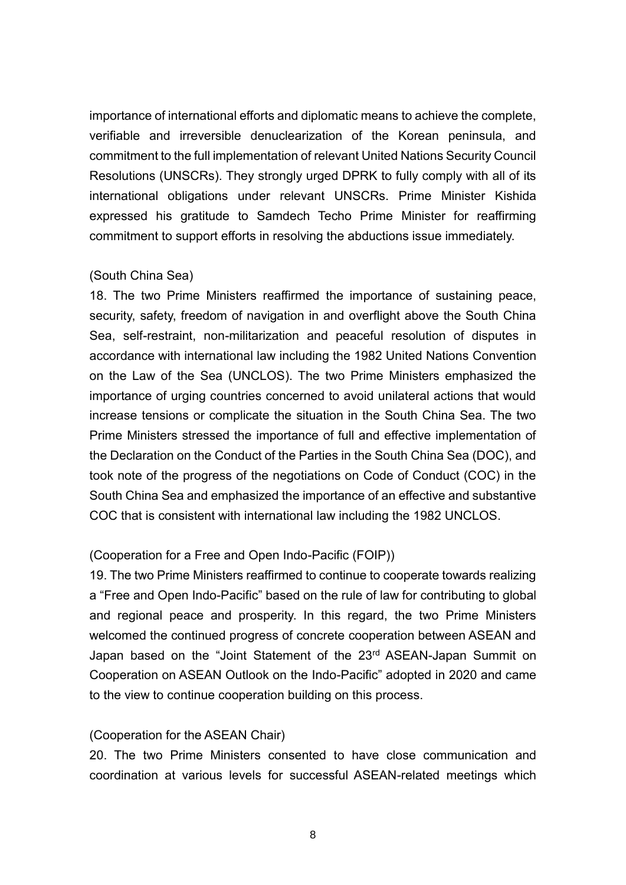importance of international efforts and diplomatic means to achieve the complete, verifiable and irreversible denuclearization of the Korean peninsula, and commitment to the full implementation of relevant United Nations Security Council Resolutions (UNSCRs). They strongly urged DPRK to fully comply with all of its international obligations under relevant UNSCRs. Prime Minister Kishida expressed his gratitude to Samdech Techo Prime Minister for reaffirming commitment to support efforts in resolving the abductions issue immediately.

(South China Sea)

18. The two Prime Ministers reaffirmed the importance of sustaining peace, security, safety, freedom of navigation in and overflight above the South China Sea, self-restraint, non-militarization and peaceful resolution of disputes in accordance with international law including the 1982 United Nations Convention on the Law of the Sea (UNCLOS). The two Prime Ministers emphasized the importance of urging countries concerned to avoid unilateral actions that would increase tensions or complicate the situation in the South China Sea. The two Prime Ministers stressed the importance of full and effective implementation of the Declaration on the Conduct of the Parties in the South China Sea (DOC), and took note of the progress of the negotiations on Code of Conduct (COC) in the South China Sea and emphasized the importance of an effective and substantive COC that is consistent with international law including the 1982 UNCLOS.

(Cooperation for a Free and Open Indo-Pacific (FOIP))

19. The two Prime Ministers reaffirmed to continue to cooperate towards realizing a "Free and Open Indo-Pacific" based on the rule of law for contributing to global and regional peace and prosperity. In this regard, the two Prime Ministers welcomed the continued progress of concrete cooperation between ASEAN and Japan based on the "Joint Statement of the 23rd ASEAN-Japan Summit on Cooperation on ASEAN Outlook on the Indo-Pacific" adopted in 2020 and came to the view to continue cooperation building on this process.

(Cooperation for the ASEAN Chair)

20. The two Prime Ministers consented to have close communication and coordination at various levels for successful ASEAN-related meetings which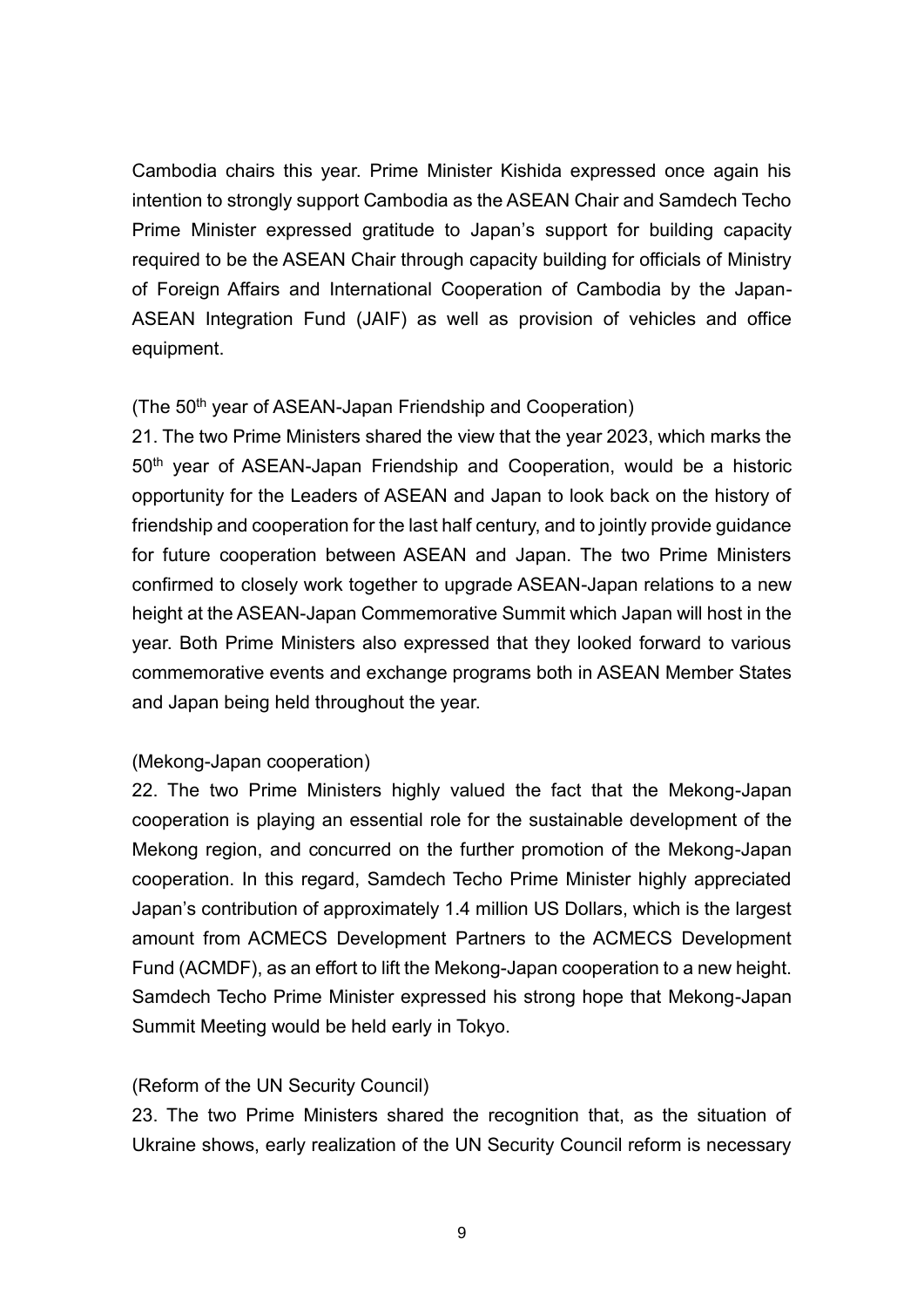Cambodia chairs this year. Prime Minister Kishida expressed once again his intention to strongly support Cambodia as the ASEAN Chair and Samdech Techo Prime Minister expressed gratitude to Japan's support for building capacity required to be the ASEAN Chair through capacity building for officials of Ministry of Foreign Affairs and International Cooperation of Cambodia by the Japan-ASEAN Integration Fund (JAIF) as well as provision of vehicles and office equipment.

(The 50th year of ASEAN-Japan Friendship and Cooperation)

21. The two Prime Ministers shared the view that the year 2023, which marks the 50th year of ASEAN-Japan Friendship and Cooperation, would be a historic opportunity for the Leaders of ASEAN and Japan to look back on the history of friendship and cooperation for the last half century, and to jointly provide guidance for future cooperation between ASEAN and Japan. The two Prime Ministers confirmed to closely work together to upgrade ASEAN-Japan relations to a new height at the ASEAN-Japan Commemorative Summit which Japan will host in the year. Both Prime Ministers also expressed that they looked forward to various commemorative events and exchange programs both in ASEAN Member States and Japan being held throughout the year.

(Mekong-Japan cooperation)

22. The two Prime Ministers highly valued the fact that the Mekong-Japan cooperation is playing an essential role for the sustainable development of the Mekong region, and concurred on the further promotion of the Mekong-Japan cooperation. In this regard, Samdech Techo Prime Minister highly appreciated Japan's contribution of approximately 1.4 million US Dollars, which is the largest amount from ACMECS Development Partners to the ACMECS Development Fund (ACMDF), as an effort to lift the Mekong-Japan cooperation to a new height. Samdech Techo Prime Minister expressed his strong hope that Mekong-Japan Summit Meeting would be held early in Tokyo.

(Reform of the UN Security Council)

23. The two Prime Ministers shared the recognition that, as the situation of Ukraine shows, early realization of the UN Security Council reform is necessary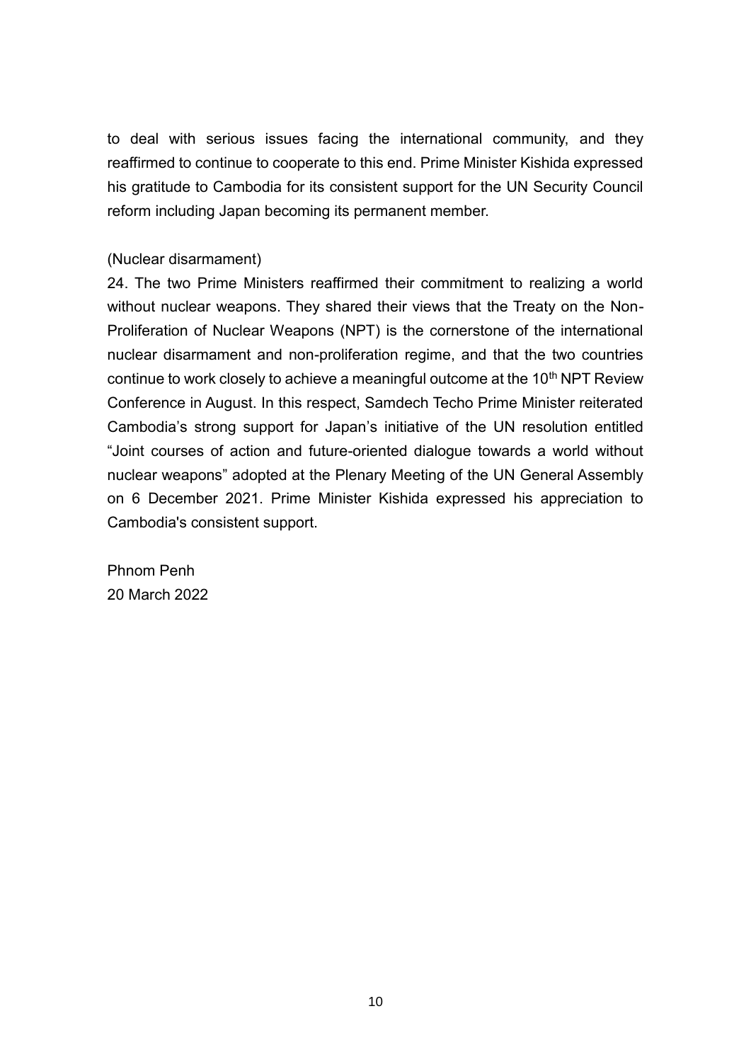to deal with serious issues facing the international community, and they reaffirmed to continue to cooperate to this end. Prime Minister Kishida expressed his gratitude to Cambodia for its consistent support for the UN Security Council reform including Japan becoming its permanent member.

(Nuclear disarmament)

24. The two Prime Ministers reaffirmed their commitment to realizing a world without nuclear weapons. They shared their views that the Treaty on the Non-Proliferation of Nuclear Weapons (NPT) is the cornerstone of the international nuclear disarmament and non-proliferation regime, and that the two countries continue to work closely to achieve a meaningful outcome at the 10th NPT Review Conference in August. In this respect, Samdech Techo Prime Minister reiterated Cambodia's strong support for Japan's initiative of the UN resolution entitled "Joint courses of action and future-oriented dialogue towards a world without nuclear weapons" adopted at the Plenary Meeting of the UN General Assembly on 6 December 2021. Prime Minister Kishida expressed his appreciation to Cambodia's consistent support.

Phnom Penh
20 March 2022